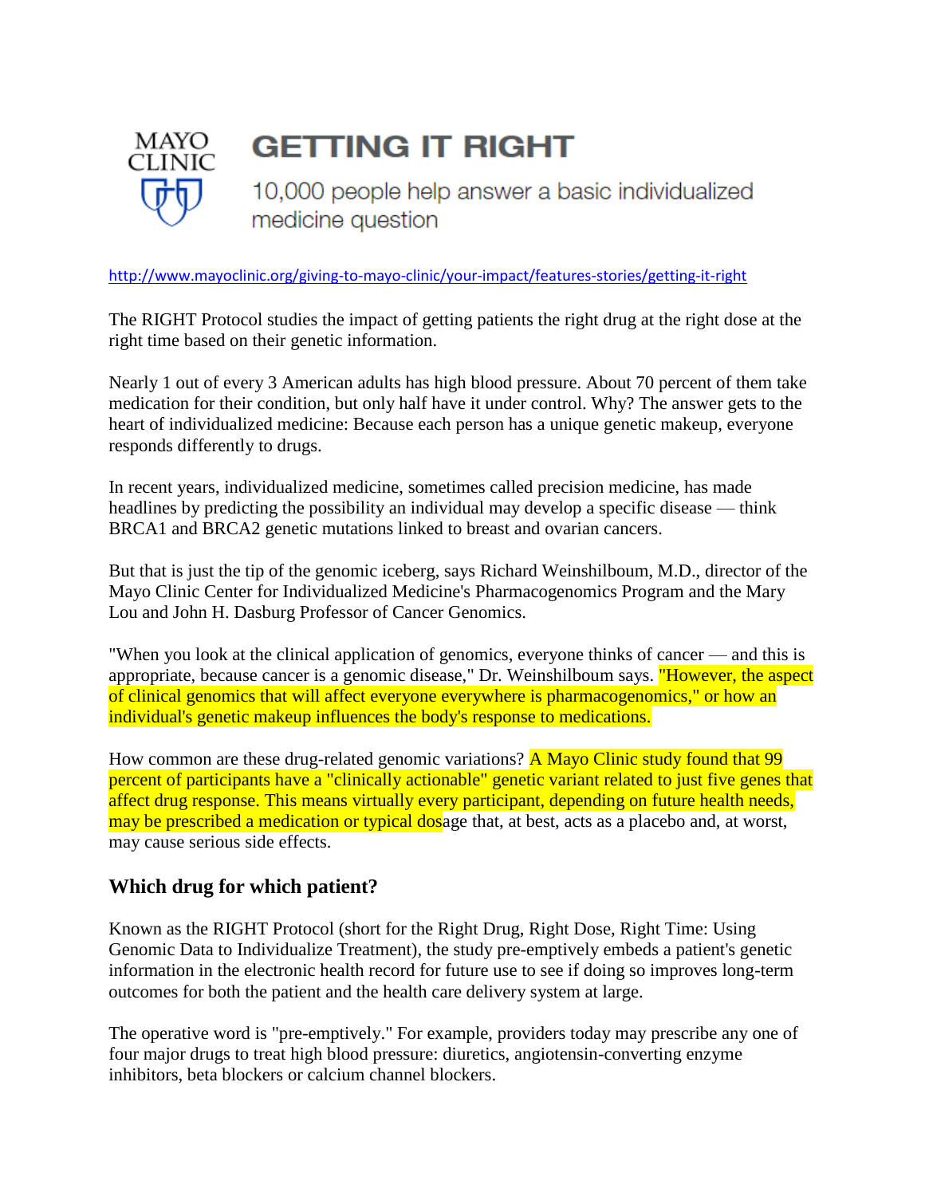MAYO CLINIC

# GETTING IT RIGHT

10,000 people help answer a basic individualized medicine question

http://www.mayoclinic.org/giving-to-mayo-clinic/your-impact/features-stories/getting-it-right

The RIGHT Protocol studies the impact of getting patients the right drug at the right dose at the right time based on their genetic information.

Nearly 1 out of every 3 American adults has high blood pressure. About 70 percent of them take medication for their condition, but only half have it under control. Why? The answer gets to the heart of individualized medicine: Because each person has a unique genetic makeup, everyone responds differently to drugs.

In recent years, individualized medicine, sometimes called precision medicine, has made headlines by predicting the possibility an individual may develop a specific disease — think BRCA1 and BRCA2 genetic mutations linked to breast and ovarian cancers.

But that is just the tip of the genomic iceberg, says Richard Weinshilboum, M.D., director of the Mayo Clinic Center for Individualized Medicine's Pharmacogenomics Program and the Mary Lou and John H. Dasburg Professor of Cancer Genomics.

"When you look at the clinical application of genomics, everyone thinks of cancer — and this is appropriate, because cancer is a genomic disease," Dr. Weinshilboum says. "However, the aspect of clinical genomics that will affect everyone everywhere is pharmacogenomics," or how an individual's genetic makeup influences the body's response to medications.

How common are these drug-related genomic variations? A Mayo Clinic study found that 99 percent of participants have a "clinically actionable" genetic variant related to just five genes that affect drug response. This means virtually every participant, depending on future health needs, may be prescribed a medication or typical dosage that, at best, acts as a placebo and, at worst, may cause serious side effects.

## Which drug for which patient?

Known as the RIGHT Protocol (short for the Right Drug, Right Dose, Right Time: Using Genomic Data to Individualize Treatment), the study pre-emptively embeds a patient's genetic information in the electronic health record for future use to see if doing so improves long-term outcomes for both the patient and the health care delivery system at large.

The operative word is "pre-emptively." For example, providers today may prescribe any one of four major drugs to treat high blood pressure: diuretics, angiotensin-converting enzyme inhibitors, beta blockers or calcium channel blockers.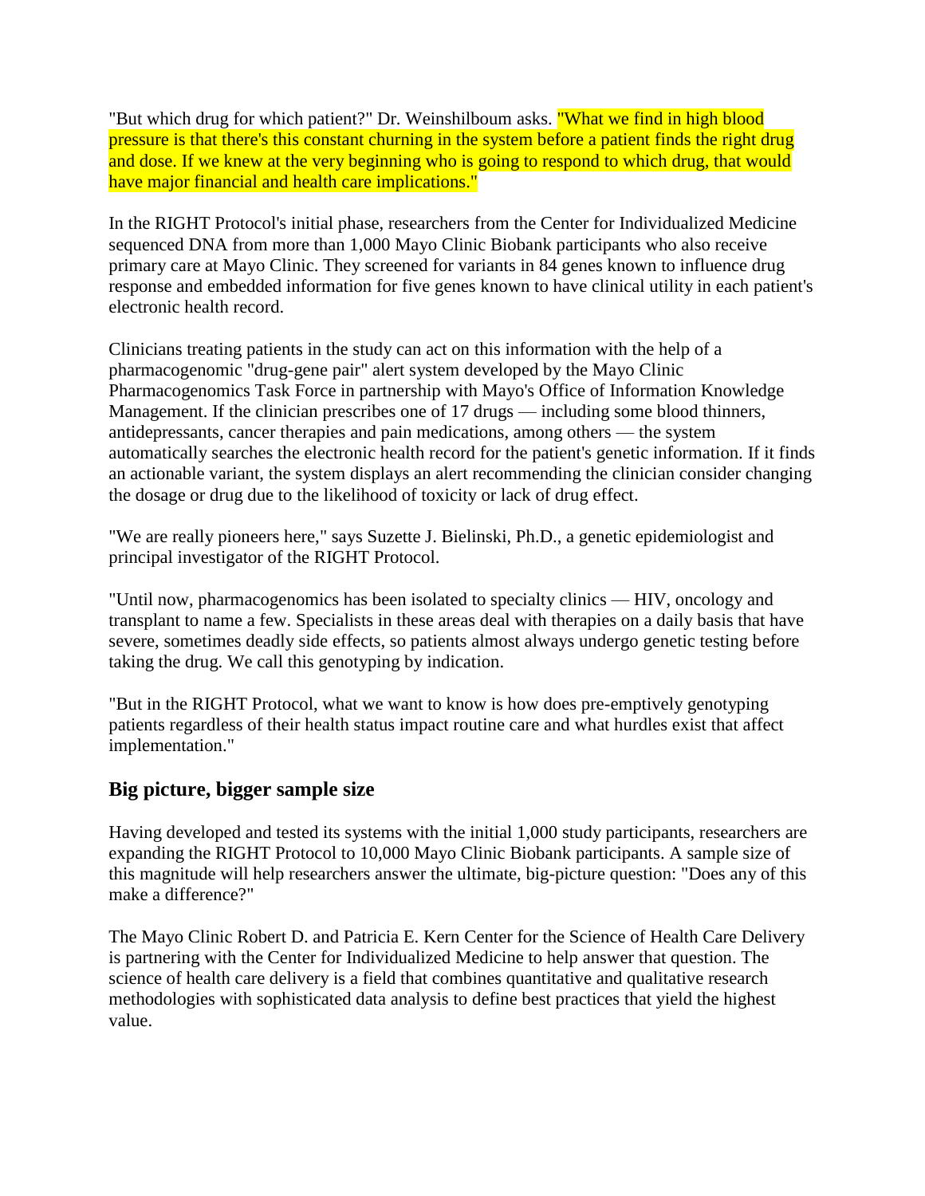"But which drug for which patient?" Dr. Weinshilboum asks. "What we find in high blood pressure is that there's this constant churning in the system before a patient finds the right drug and dose. If we knew at the very beginning who is going to respond to which drug, that would have major financial and health care implications."

In the RIGHT Protocol's initial phase, researchers from the Center for Individualized Medicine sequenced DNA from more than 1,000 Mayo Clinic Biobank participants who also receive primary care at Mayo Clinic. They screened for variants in 84 genes known to influence drug response and embedded information for five genes known to have clinical utility in each patient's electronic health record.

Clinicians treating patients in the study can act on this information with the help of a pharmacogenomic "drug-gene pair" alert system developed by the Mayo Clinic Pharmacogenomics Task Force in partnership with Mayo's Office of Information Knowledge Management. If the clinician prescribes one of 17 drugs — including some blood thinners, antidepressants, cancer therapies and pain medications, among others — the system automatically searches the electronic health record for the patient's genetic information. If it finds an actionable variant, the system displays an alert recommending the clinician consider changing the dosage or drug due to the likelihood of toxicity or lack of drug effect.

"We are really pioneers here," says Suzette J. Bielinski, Ph.D., a genetic epidemiologist and principal investigator of the RIGHT Protocol.

"Until now, pharmacogenomics has been isolated to specialty clinics — HIV, oncology and transplant to name a few. Specialists in these areas deal with therapies on a daily basis that have severe, sometimes deadly side effects, so patients almost always undergo genetic testing before taking the drug. We call this genotyping by indication.

"But in the RIGHT Protocol, what we want to know is how does pre-emptively genotyping patients regardless of their health status impact routine care and what hurdles exist that affect implementation."

## Big picture, bigger sample size

Having developed and tested its systems with the initial 1,000 study participants, researchers are expanding the RIGHT Protocol to 10,000 Mayo Clinic Biobank participants. A sample size of this magnitude will help researchers answer the ultimate, big-picture question: "Does any of this make a difference?"

The Mayo Clinic Robert D. and Patricia E. Kern Center for the Science of Health Care Delivery is partnering with the Center for Individualized Medicine to help answer that question. The science of health care delivery is a field that combines quantitative and qualitative research methodologies with sophisticated data analysis to define best practices that yield the highest value.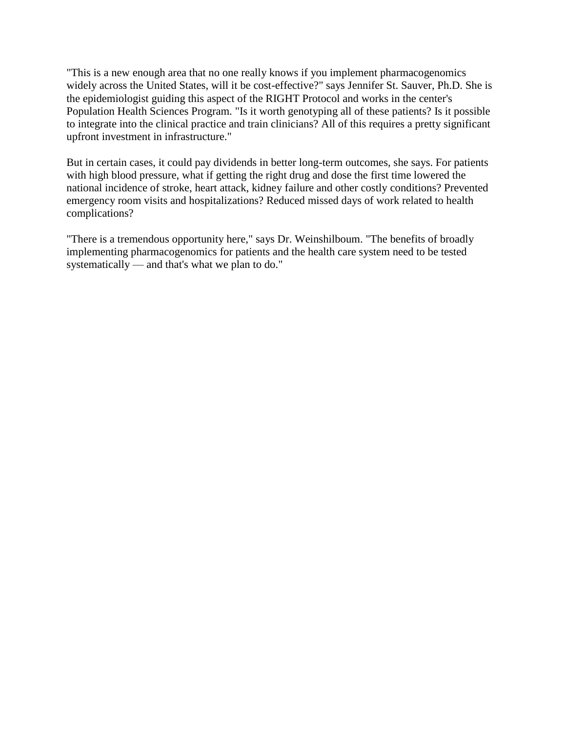"This is a new enough area that no one really knows if you implement pharmacogenomics widely across the United States, will it be cost-effective?" says Jennifer St. Sauver, Ph.D. She is the epidemiologist guiding this aspect of the RIGHT Protocol and works in the center's Population Health Sciences Program. "Is it worth genotyping all of these patients? Is it possible to integrate into the clinical practice and train clinicians? All of this requires a pretty significant upfront investment in infrastructure."

But in certain cases, it could pay dividends in better long-term outcomes, she says. For patients with high blood pressure, what if getting the right drug and dose the first time lowered the national incidence of stroke, heart attack, kidney failure and other costly conditions? Prevented emergency room visits and hospitalizations? Reduced missed days of work related to health complications?

"There is a tremendous opportunity here," says Dr. Weinshilboum. "The benefits of broadly implementing pharmacogenomics for patients and the health care system need to be tested systematically — and that's what we plan to do."